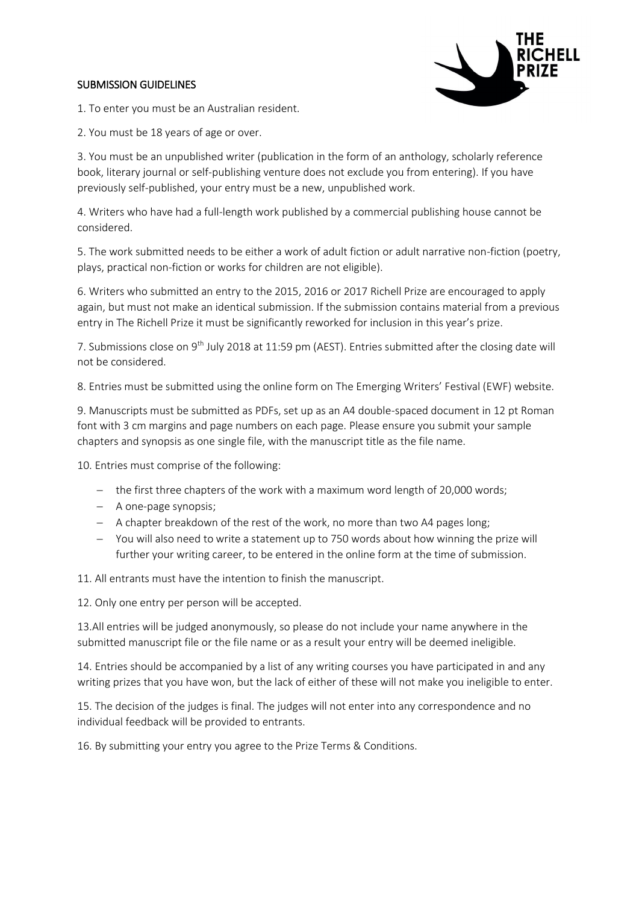## SUBMISSION GUIDELINES

1. To enter you must be an Australian resident.

2. You must be 18 years of age or over.

3. You must be an unpublished writer (publication in the form of an anthology, scholarly reference book, literary journal or self-publishing venture does not exclude you from entering). If you have previously self-published, your entry must be a new, unpublished work.

4. Writers who have had a full-length work published by a commercial publishing house cannot be considered.

5. The work submitted needs to be either a work of adult fiction or adult narrative non-fiction (poetry, plays, practical non-fiction or works for children are not eligible).

6. Writers who submitted an entry to the 2015, 2016 or 2017 Richell Prize are encouraged to apply again, but must not make an identical submission. If the submission contains material from a previous entry in The Richell Prize it must be significantly reworked for inclusion in this year's prize.

7. Submissions close on 9th July 2018 at 11:59 pm (AEST). Entries submitted after the closing date will not be considered.

8. Entries must be submitted using the online form on The Emerging Writers' Festival (EWF) website.

9. Manuscripts must be submitted as PDFs, set up as an A4 double-spaced document in 12 pt Roman font with 3 cm margins and page numbers on each page. Please ensure you submit your sample chapters and synopsis as one single file, with the manuscript title as the file name.

10. Entries must comprise of the following:

- the first three chapters of the work with a maximum word length of 20,000 words;
- A one-page synopsis;
- A chapter breakdown of the rest of the work, no more than two A4 pages long;
- You will also need to write a statement up to 750 words about how winning the prize will further your writing career, to be entered in the online form at the time of submission.

11. All entrants must have the intention to finish the manuscript.

12. Only one entry per person will be accepted.

13. All entries will be judged anonymously, so please do not include your name anywhere in the submitted manuscript file or the file name or as a result your entry will be deemed ineligible.

14. Entries should be accompanied by a list of any writing courses you have participated in and any writing prizes that you have won, but the lack of either of these will not make you ineligible to enter.

15. The decision of the judges is final. The judges will not enter into any correspondence and no individual feedback will be provided to entrants.

16. By submitting your entry you agree to the Prize Terms & Conditions.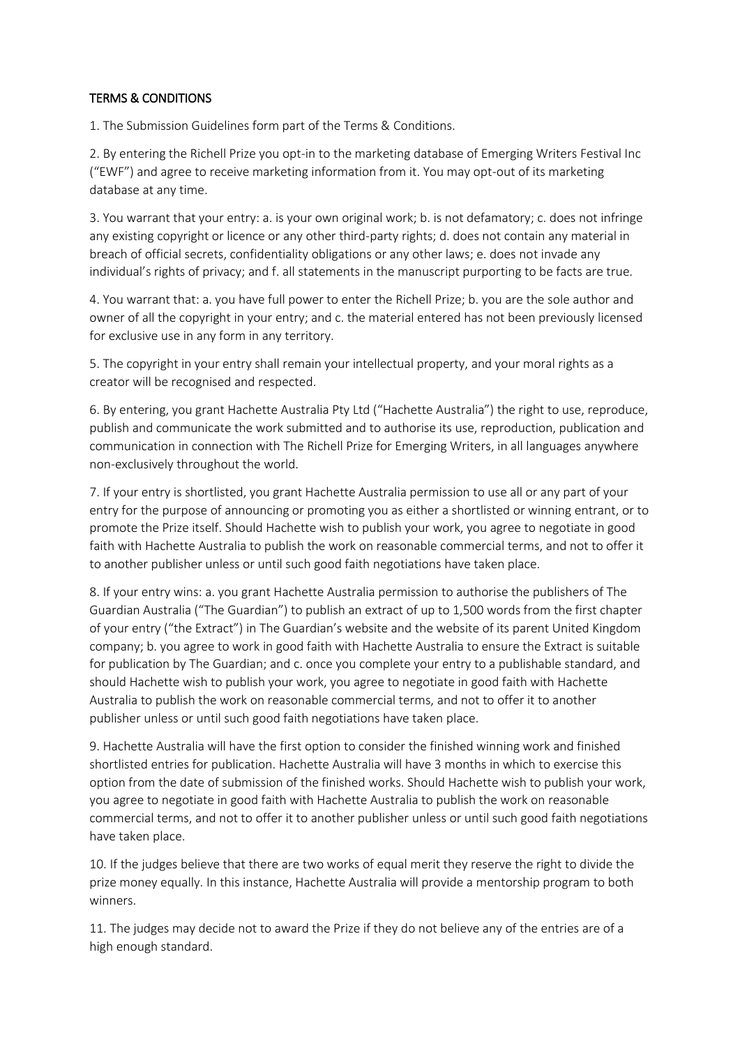## TERMS & CONDITIONS

1. The Submission Guidelines form part of the Terms & Conditions.

2. By entering the Richell Prize you opt-in to the marketing database of Emerging Writers Festival Inc ("EWF") and agree to receive marketing information from it. You may opt-out of its marketing database at any time.

3. You warrant that your entry: a. is your own original work; b. is not defamatory; c. does not infringe any existing copyright or licence or any other third-party rights; d. does not contain any material in breach of official secrets, confidentiality obligations or any other laws; e. does not invade any individual's rights of privacy; and f. all statements in the manuscript purporting to be facts are true.

4. You warrant that: a. you have full power to enter the Richell Prize; b. you are the sole author and owner of all the copyright in your entry; and c. the material entered has not been previously licensed for exclusive use in any form in any territory.

5. The copyright in your entry shall remain your intellectual property, and your moral rights as a creator will be recognised and respected.

6. By entering, you grant Hachette Australia Pty Ltd ("Hachette Australia") the right to use, reproduce, publish and communicate the work submitted and to authorise its use, reproduction, publication and communication in connection with The Richell Prize for Emerging Writers, in all languages anywhere non-exclusively throughout the world.

7. If your entry is shortlisted, you grant Hachette Australia permission to use all or any part of your entry for the purpose of announcing or promoting you as either a shortlisted or winning entrant, or to promote the Prize itself. Should Hachette wish to publish your work, you agree to negotiate in good faith with Hachette Australia to publish the work on reasonable commercial terms, and not to offer it to another publisher unless or until such good faith negotiations have taken place.

8. If your entry wins: a. you grant Hachette Australia permission to authorise the publishers of The Guardian Australia ("The Guardian") to publish an extract of up to 1,500 words from the first chapter of your entry ("the Extract") in The Guardian's website and the website of its parent United Kingdom company; b. you agree to work in good faith with Hachette Australia to ensure the Extract is suitable for publication by The Guardian; and c. once you complete your entry to a publishable standard, and should Hachette wish to publish your work, you agree to negotiate in good faith with Hachette Australia to publish the work on reasonable commercial terms, and not to offer it to another publisher unless or until such good faith negotiations have taken place.

9. Hachette Australia will have the first option to consider the finished winning work and finished shortlisted entries for publication. Hachette Australia will have 3 months in which to exercise this option from the date of submission of the finished works. Should Hachette wish to publish your work, you agree to negotiate in good faith with Hachette Australia to publish the work on reasonable commercial terms, and not to offer it to another publisher unless or until such good faith negotiations have taken place.

10. If the judges believe that there are two works of equal merit they reserve the right to divide the prize money equally. In this instance, Hachette Australia will provide a mentorship program to both winners.

11. The judges may decide not to award the Prize if they do not believe any of the entries are of a high enough standard.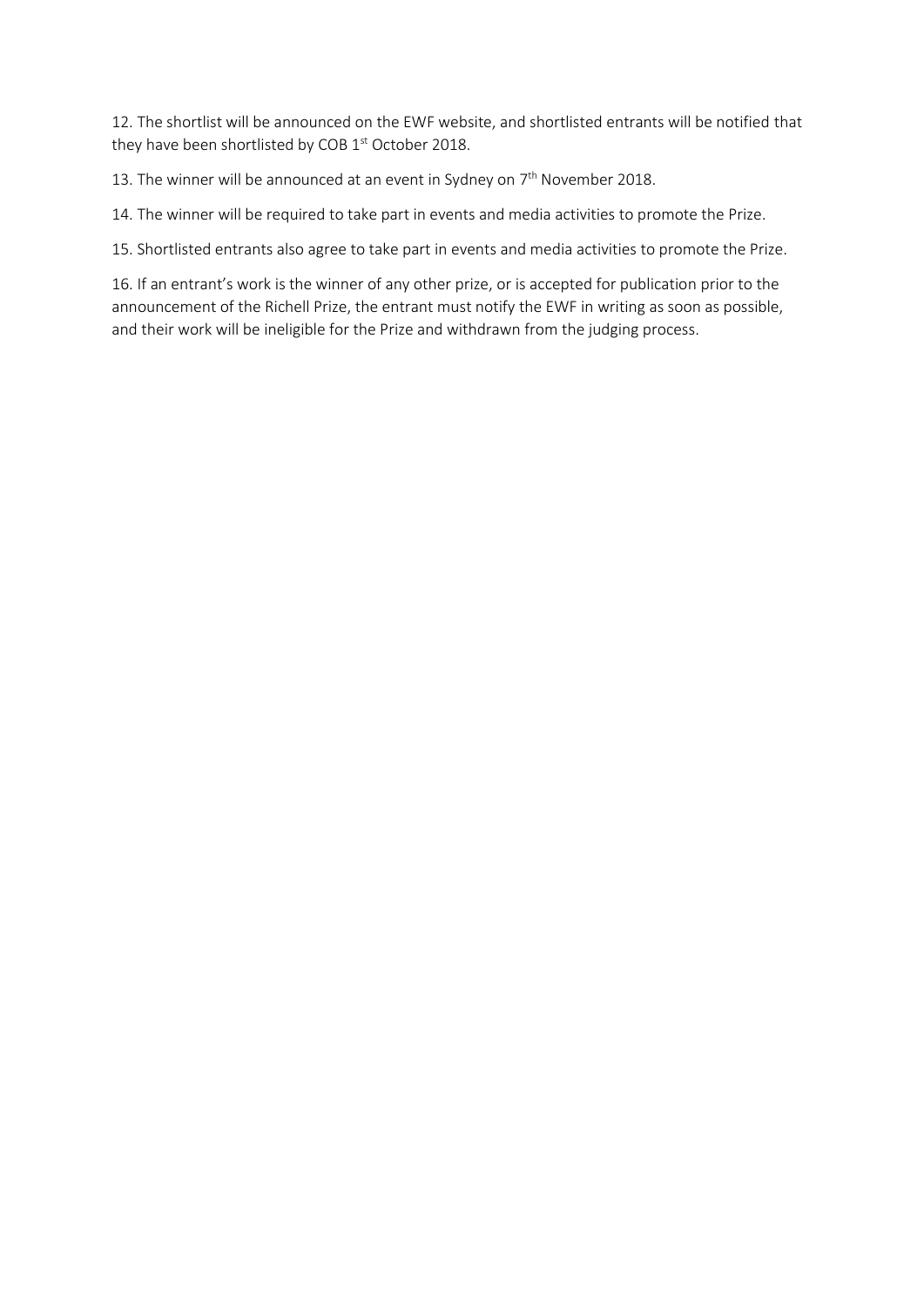12. The shortlist will be announced on the EWF website, and shortlisted entrants will be notified that they have been shortlisted by COB 1st October 2018.

13. The winner will be announced at an event in Sydney on 7th November 2018.

14. The winner will be required to take part in events and media activities to promote the Prize.

15. Shortlisted entrants also agree to take part in events and media activities to promote the Prize.

16. If an entrant's work is the winner of any other prize, or is accepted for publication prior to the announcement of the Richell Prize, the entrant must notify the EWF in writing as soon as possible, and their work will be ineligible for the Prize and withdrawn from the judging process.